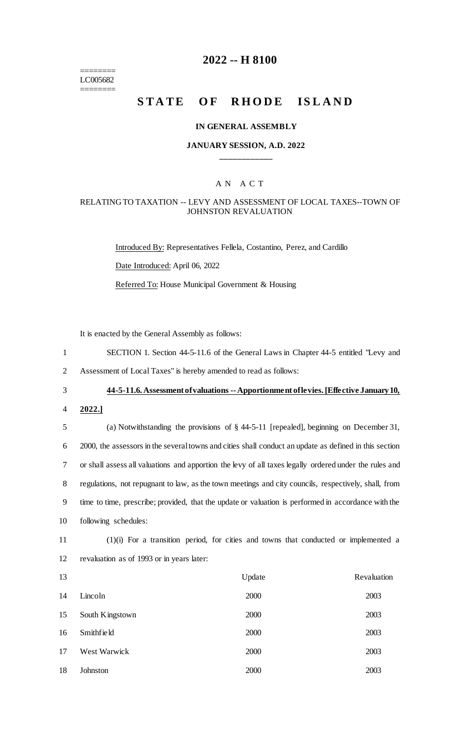# 2022 -- H 8100

========
LC005682
========

## STATE OF RHODE ISLAND

### IN GENERAL ASSEMBLY

### JANUARY SESSION, A.D. 2022

____________

A N A C T

RELATING TO TAXATION -- LEVY AND ASSESSMENT OF LOCAL TAXES--TOWN OF JOHNSTON REVALUATION

Introduced By: Representatives Fellela, Costantino, Perez, and Cardillo

Date Introduced: April 06, 2022

Referred To: House Municipal Government & Housing

It is enacted by the General Assembly as follows:

SECTION 1. Section 44-5-11.6 of the General Laws in Chapter 44-5 entitled "Levy and Assessment of Local Taxes" is hereby amended to read as follows:

**44-5-11.6. Assessment of valuations -- Apportionment of levies. [Effective January 10, 2022.]**

(a) Notwithstanding the provisions of § 44-5-11 [repealed], beginning on December 31, 2000, the assessors in the several towns and cities shall conduct an update as defined in this section or shall assess all valuations and apportion the levy of all taxes legally ordered under the rules and regulations, not repugnant to law, as the town meetings and city councils, respectively, shall, from time to time, prescribe; provided, that the update or valuation is performed in accordance with the following schedules:

(1)(i) For a transition period, for cities and towns that conducted or implemented a revaluation as of 1993 or in years later:

| | Update | Revaluation |
|---|---|---|
| Lincoln | 2000 | 2003 |
| South Kingstown | 2000 | 2003 |
| Smithfield | 2000 | 2003 |
| West Warwick | 2000 | 2003 |
| Johnston | 2000 | 2003 |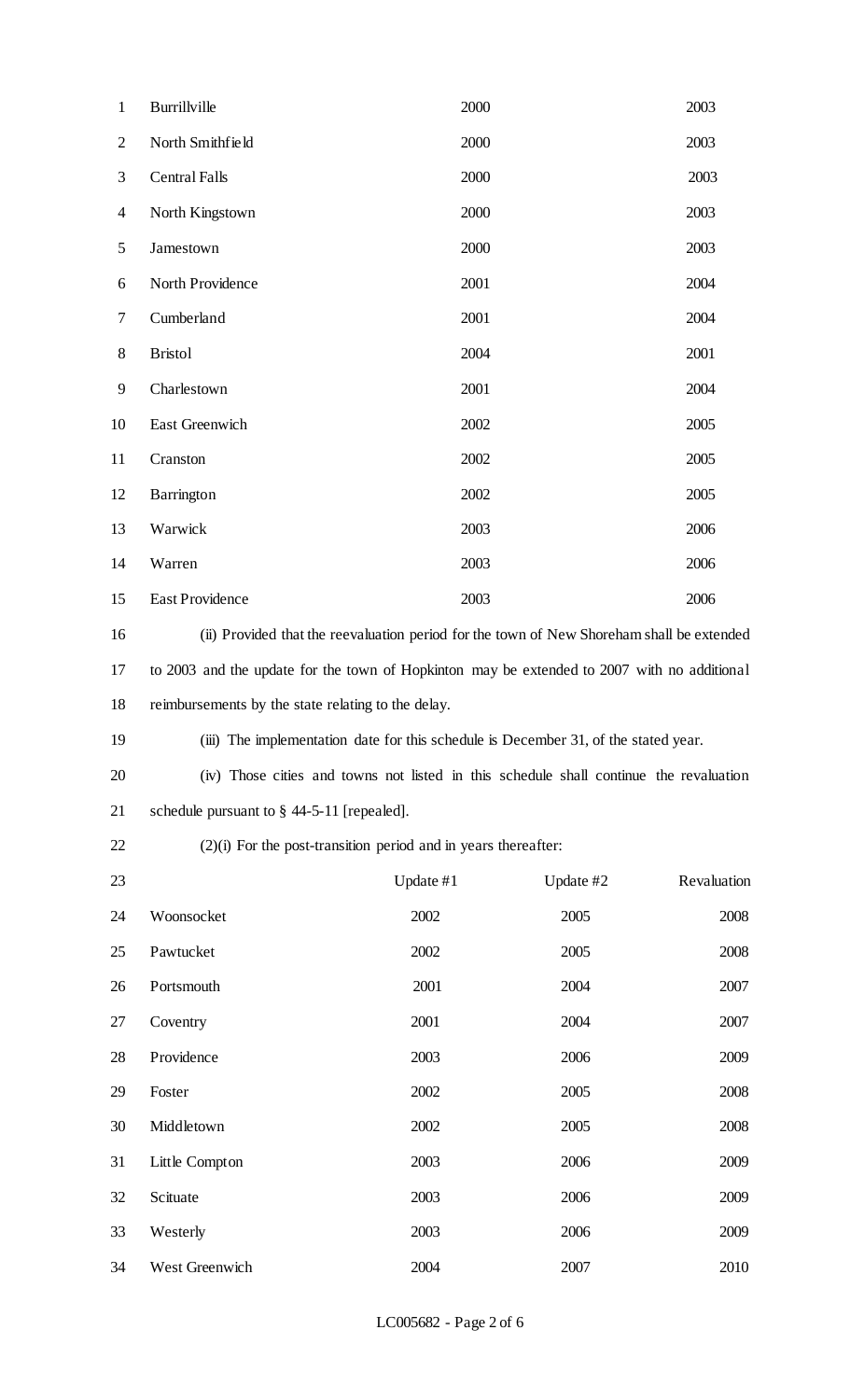| | | |
|---|---|---|
| Burrillville | 2000 | 2003 |
| North Smithfield | 2000 | 2003 |
| Central Falls | 2000 | 2003 |
| North Kingstown | 2000 | 2003 |
| Jamestown | 2000 | 2003 |
| North Providence | 2001 | 2004 |
| Cumberland | 2001 | 2004 |
| Bristol | 2004 | 2001 |
| Charlestown | 2001 | 2004 |
| East Greenwich | 2002 | 2005 |
| Cranston | 2002 | 2005 |
| Barrington | 2002 | 2005 |
| Warwick | 2003 | 2006 |
| Warren | 2003 | 2006 |
| East Providence | 2003 | 2006 |

(ii) Provided that the reevaluation period for the town of New Shoreham shall be extended to 2003 and the update for the town of Hopkinton may be extended to 2007 with no additional reimbursements by the state relating to the delay.

(iii) The implementation date for this schedule is December 31, of the stated year.

(iv) Those cities and towns not listed in this schedule shall continue the revaluation schedule pursuant to § 44-5-11 [repealed].

(2)(i) For the post-transition period and in years thereafter:

| | Update #1 | Update #2 | Revaluation |
|---|---|---|---|
| Woonsocket | 2002 | 2005 | 2008 |
| Pawtucket | 2002 | 2005 | 2008 |
| Portsmouth | 2001 | 2004 | 2007 |
| Coventry | 2001 | 2004 | 2007 |
| Providence | 2003 | 2006 | 2009 |
| Foster | 2002 | 2005 | 2008 |
| Middletown | 2002 | 2005 | 2008 |
| Little Compton | 2003 | 2006 | 2009 |
| Scituate | 2003 | 2006 | 2009 |
| Westerly | 2003 | 2006 | 2009 |
| West Greenwich | 2004 | 2007 | 2010 |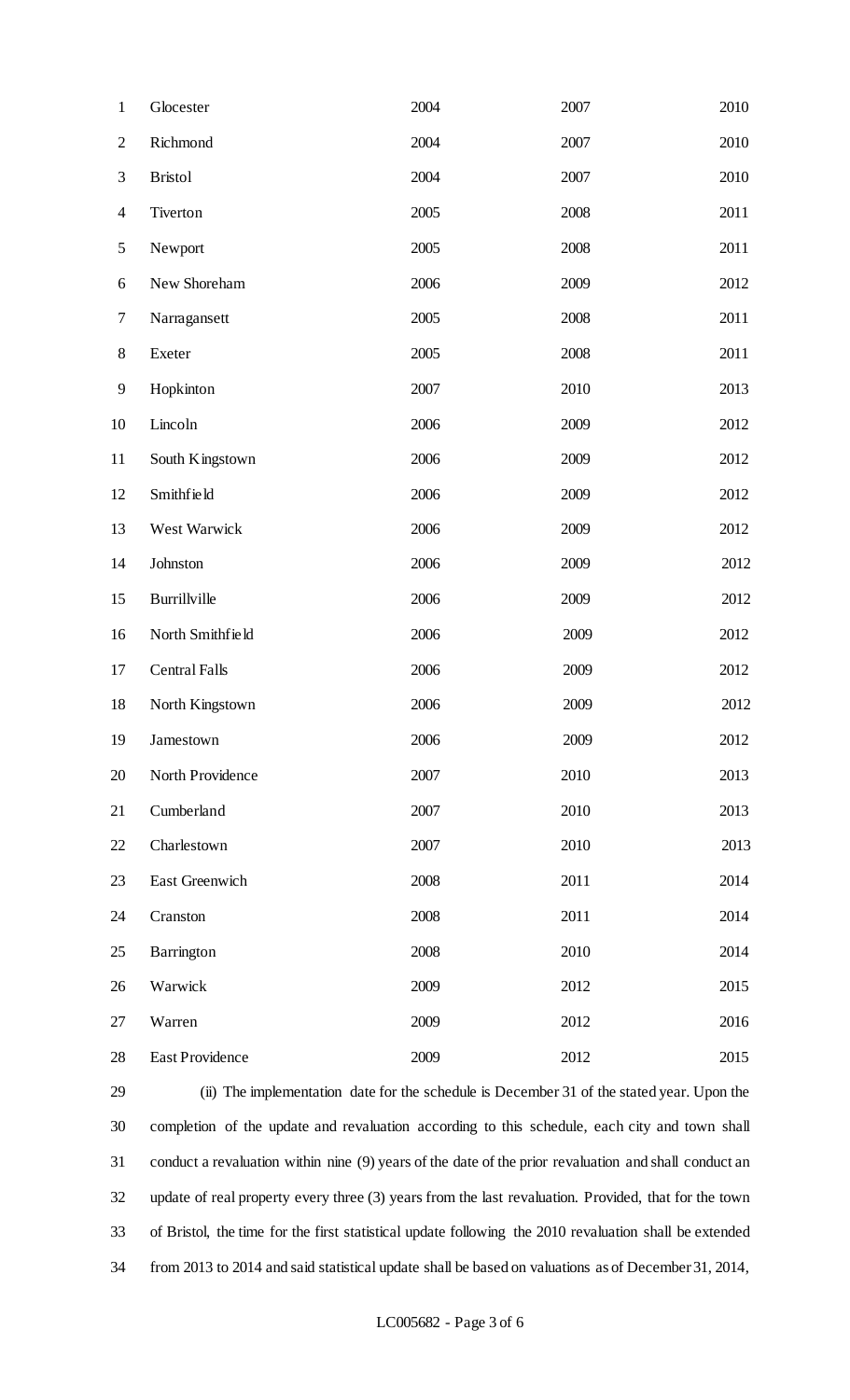| | | | |
|---|---|---|---|
| Glocester | 2004 | 2007 | 2010 |
| Richmond | 2004 | 2007 | 2010 |
| Bristol | 2004 | 2007 | 2010 |
| Tiverton | 2005 | 2008 | 2011 |
| Newport | 2005 | 2008 | 2011 |
| New Shoreham | 2006 | 2009 | 2012 |
| Narragansett | 2005 | 2008 | 2011 |
| Exeter | 2005 | 2008 | 2011 |
| Hopkinton | 2007 | 2010 | 2013 |
| Lincoln | 2006 | 2009 | 2012 |
| South Kingstown | 2006 | 2009 | 2012 |
| Smithfield | 2006 | 2009 | 2012 |
| West Warwick | 2006 | 2009 | 2012 |
| Johnston | 2006 | 2009 | 2012 |
| Burrillville | 2006 | 2009 | 2012 |
| North Smithfield | 2006 | 2009 | 2012 |
| Central Falls | 2006 | 2009 | 2012 |
| North Kingstown | 2006 | 2009 | 2012 |
| Jamestown | 2006 | 2009 | 2012 |
| North Providence | 2007 | 2010 | 2013 |
| Cumberland | 2007 | 2010 | 2013 |
| Charlestown | 2007 | 2010 | 2013 |
| East Greenwich | 2008 | 2011 | 2014 |
| Cranston | 2008 | 2011 | 2014 |
| Barrington | 2008 | 2010 | 2014 |
| Warwick | 2009 | 2012 | 2015 |
| Warren | 2009 | 2012 | 2016 |
| East Providence | 2009 | 2012 | 2015 |

(ii) The implementation date for the schedule is December 31 of the stated year. Upon the completion of the update and revaluation according to this schedule, each city and town shall conduct a revaluation within nine (9) years of the date of the prior revaluation and shall conduct an update of real property every three (3) years from the last revaluation. Provided, that for the town of Bristol, the time for the first statistical update following the 2010 revaluation shall be extended from 2013 to 2014 and said statistical update shall be based on valuations as of December 31, 2014,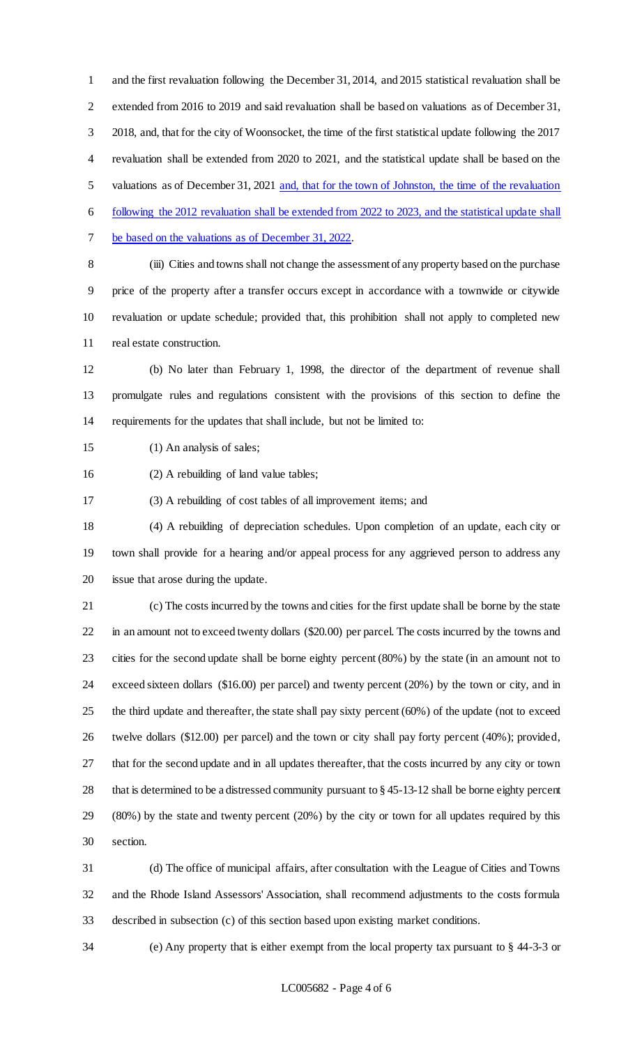and the first revaluation following the December 31, 2014, and 2015 statistical revaluation shall be extended from 2016 to 2019 and said revaluation shall be based on valuations as of December 31, 2018, and, that for the city of Woonsocket, the time of the first statistical update following the 2017 revaluation shall be extended from 2020 to 2021, and the statistical update shall be based on the valuations as of December 31, 2021 and, that for the town of Johnston, the time of the revaluation following the 2012 revaluation shall be extended from 2022 to 2023, and the statistical update shall be based on the valuations as of December 31, 2022.

(iii) Cities and towns shall not change the assessment of any property based on the purchase price of the property after a transfer occurs except in accordance with a townwide or citywide revaluation or update schedule; provided that, this prohibition shall not apply to completed new real estate construction.

(b) No later than February 1, 1998, the director of the department of revenue shall promulgate rules and regulations consistent with the provisions of this section to define the requirements for the updates that shall include, but not be limited to:

(1) An analysis of sales;

(2) A rebuilding of land value tables;

(3) A rebuilding of cost tables of all improvement items; and

(4) A rebuilding of depreciation schedules. Upon completion of an update, each city or town shall provide for a hearing and/or appeal process for any aggrieved person to address any issue that arose during the update.

(c) The costs incurred by the towns and cities for the first update shall be borne by the state in an amount not to exceed twenty dollars ($20.00) per parcel. The costs incurred by the towns and cities for the second update shall be borne eighty percent (80%) by the state (in an amount not to exceed sixteen dollars ($16.00) per parcel) and twenty percent (20%) by the town or city, and in the third update and thereafter, the state shall pay sixty percent (60%) of the update (not to exceed twelve dollars ($12.00) per parcel) and the town or city shall pay forty percent (40%); provided, that for the second update and in all updates thereafter, that the costs incurred by any city or town that is determined to be a distressed community pursuant to § 45-13-12 shall be borne eighty percent (80%) by the state and twenty percent (20%) by the city or town for all updates required by this section.

(d) The office of municipal affairs, after consultation with the League of Cities and Towns and the Rhode Island Assessors' Association, shall recommend adjustments to the costs formula described in subsection (c) of this section based upon existing market conditions.

(e) Any property that is either exempt from the local property tax pursuant to § 44-3-3 or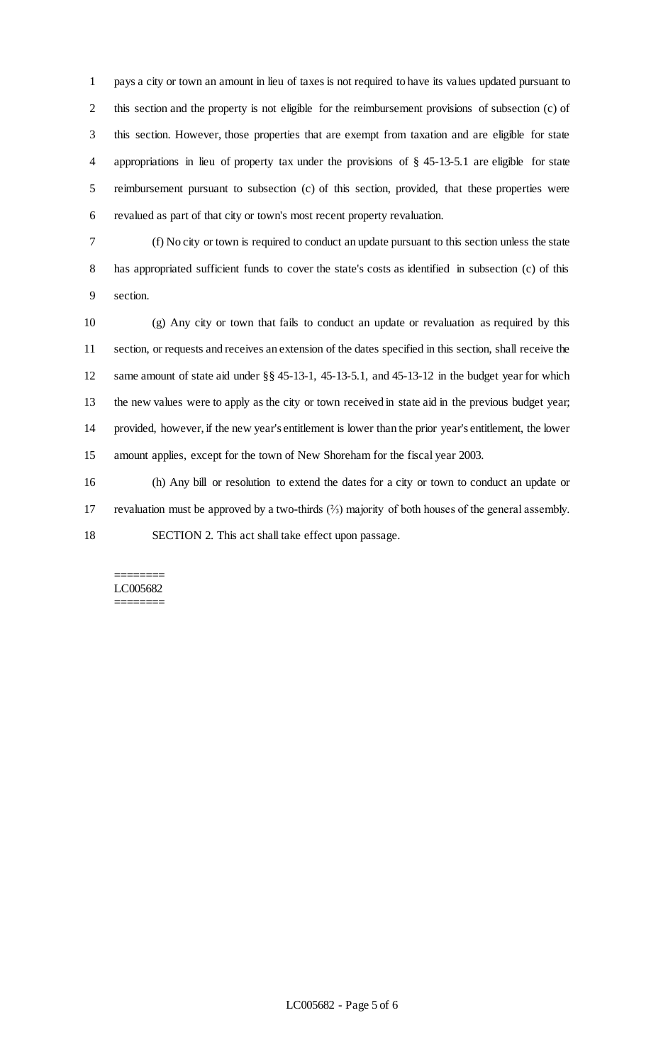pays a city or town an amount in lieu of taxes is not required to have its values updated pursuant to this section and the property is not eligible for the reimbursement provisions of subsection (c) of this section. However, those properties that are exempt from taxation and are eligible for state appropriations in lieu of property tax under the provisions of § 45-13-5.1 are eligible for state reimbursement pursuant to subsection (c) of this section, provided, that these properties were revalued as part of that city or town's most recent property revaluation.

(f) No city or town is required to conduct an update pursuant to this section unless the state has appropriated sufficient funds to cover the state's costs as identified in subsection (c) of this section.

(g) Any city or town that fails to conduct an update or revaluation as required by this section, or requests and receives an extension of the dates specified in this section, shall receive the same amount of state aid under §§ 45-13-1, 45-13-5.1, and 45-13-12 in the budget year for which the new values were to apply as the city or town received in state aid in the previous budget year; provided, however, if the new year's entitlement is lower than the prior year's entitlement, the lower amount applies, except for the town of New Shoreham for the fiscal year 2003.

(h) Any bill or resolution to extend the dates for a city or town to conduct an update or revaluation must be approved by a two-thirds (⅔) majority of both houses of the general assembly.

SECTION 2. This act shall take effect upon passage.

========
LC005682
========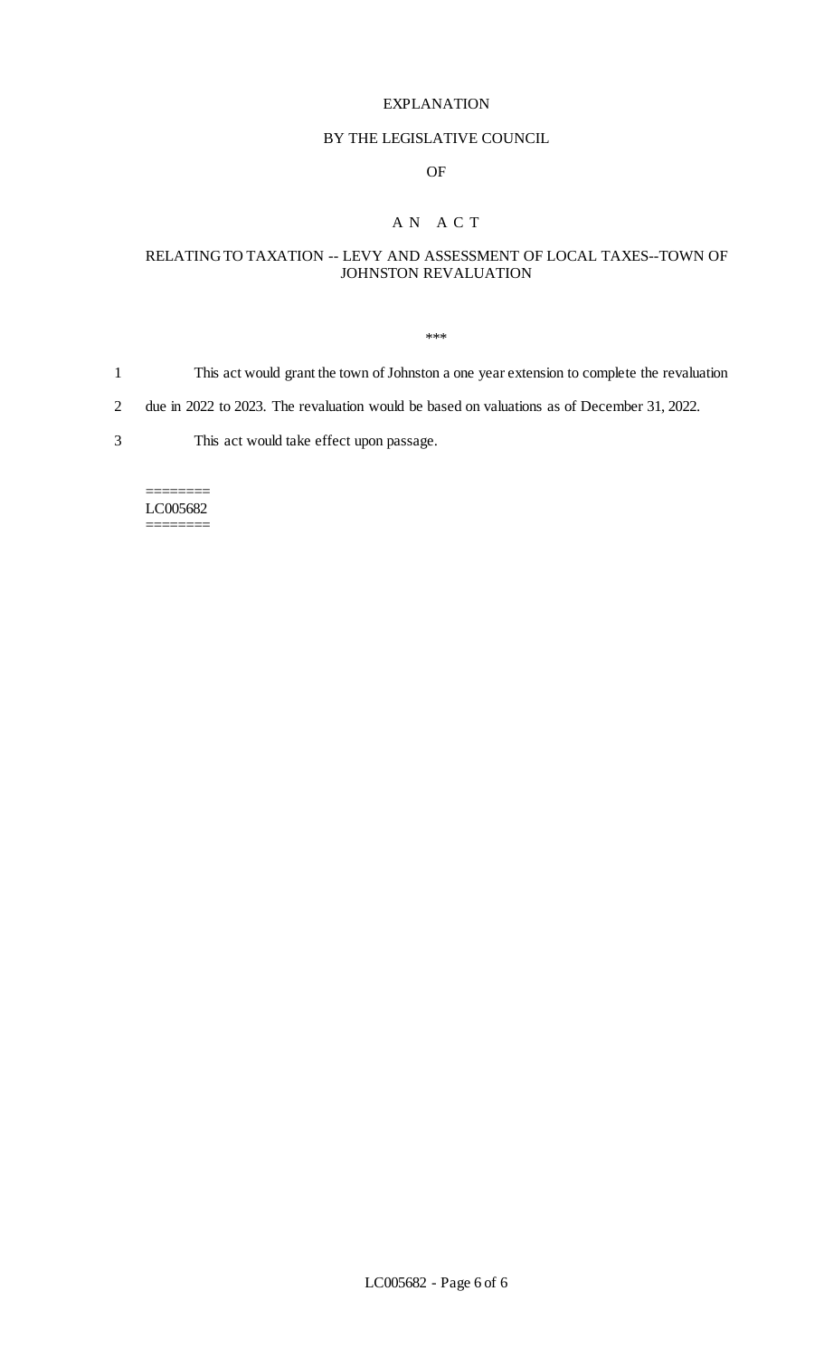EXPLANATION

BY THE LEGISLATIVE COUNCIL

OF

A N A C T

RELATING TO TAXATION -- LEVY AND ASSESSMENT OF LOCAL TAXES--TOWN OF JOHNSTON REVALUATION

\*\*\*

This act would grant the town of Johnston a one year extension to complete the revaluation due in 2022 to 2023. The revaluation would be based on valuations as of December 31, 2022.

This act would take effect upon passage.

========
LC005682
========